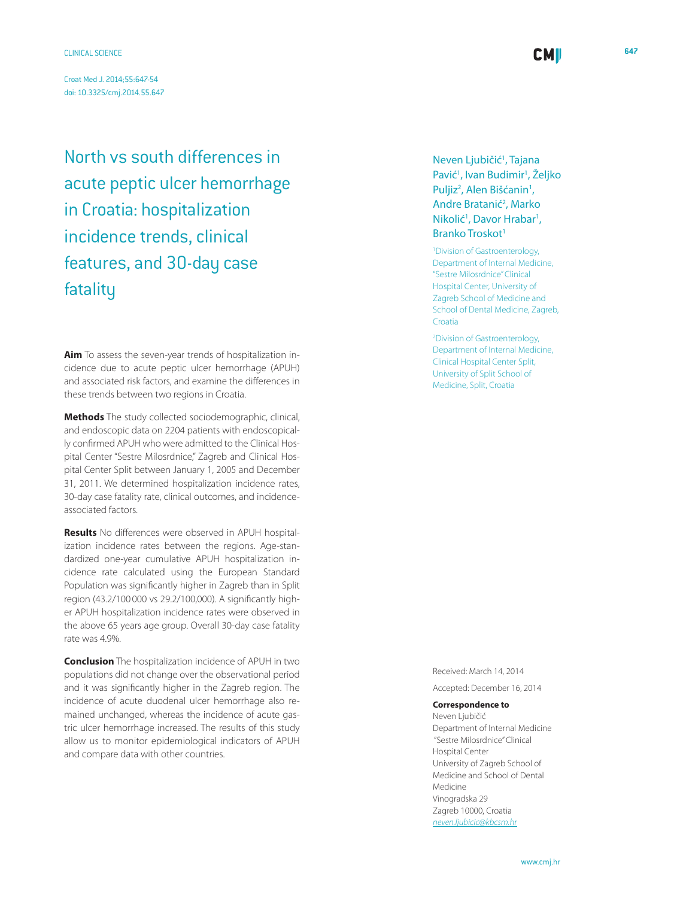CLINICAL SCIENCE

# North vs south differences in acute peptic ulcer hemorrhage in Croatia: hospitalization incidence trends, clinical features, and 30-day case fatality

Neven Ljubičić[1], Tajana Pavić[1], Ivan Budimir[1], Željko Puljiz[2], Alen Bišćanin[1], Andre Bratanić[2], Marko Nikolić[1], Davor Hrabar[1], Branko Troskot[1]

[1]Division of Gastroenterology, Department of Internal Medicine, "Sestre Milosrdnice" Clinical Hospital Center, University of Zagreb School of Medicine and School of Dental Medicine, Zagreb, Croatia

[2]Division of Gastroenterology, Department of Internal Medicine, Clinical Hospital Center Split, University of Split School of Medicine, Split, Croatia

**Aim** To assess the seven-year trends of hospitalization incidence due to acute peptic ulcer hemorrhage (APUH) and associated risk factors, and examine the differences in these trends between two regions in Croatia.

**Methods** The study collected sociodemographic, clinical, and endoscopic data on 2204 patients with endoscopically confirmed APUH who were admitted to the Clinical Hospital Center "Sestre Milosrdnice," Zagreb and Clinical Hospital Center Split between January 1, 2005 and December 31, 2011. We determined hospitalization incidence rates, 30-day case fatality rate, clinical outcomes, and incidence-associated factors.

**Results** No differences were observed in APUH hospitalization incidence rates between the regions. Age-standardized one-year cumulative APUH hospitalization incidence rate calculated using the European Standard Population was significantly higher in Zagreb than in Split region (43.2/100 000 vs 29.2/100,000). A significantly higher APUH hospitalization incidence rates were observed in the above 65 years age group. Overall 30-day case fatality rate was 4.9%.

**Conclusion** The hospitalization incidence of APUH in two populations did not change over the observational period and it was significantly higher in the Zagreb region. The incidence of acute duodenal ulcer hemorrhage also remained unchanged, whereas the incidence of acute gastric ulcer hemorrhage increased. The results of this study allow us to monitor epidemiological indicators of APUH and compare data with other countries.

Received: March 14, 2014

Accepted: December 16, 2014

**Correspondence to**
Neven Ljubičić
Department of Internal Medicine
"Sestre Milosrdnice" Clinical Hospital Center
University of Zagreb School of Medicine and School of Dental Medicine
Vinogradska 29
Zagreb 10000, Croatia
*neven.ljubicic@kbcsm.hr*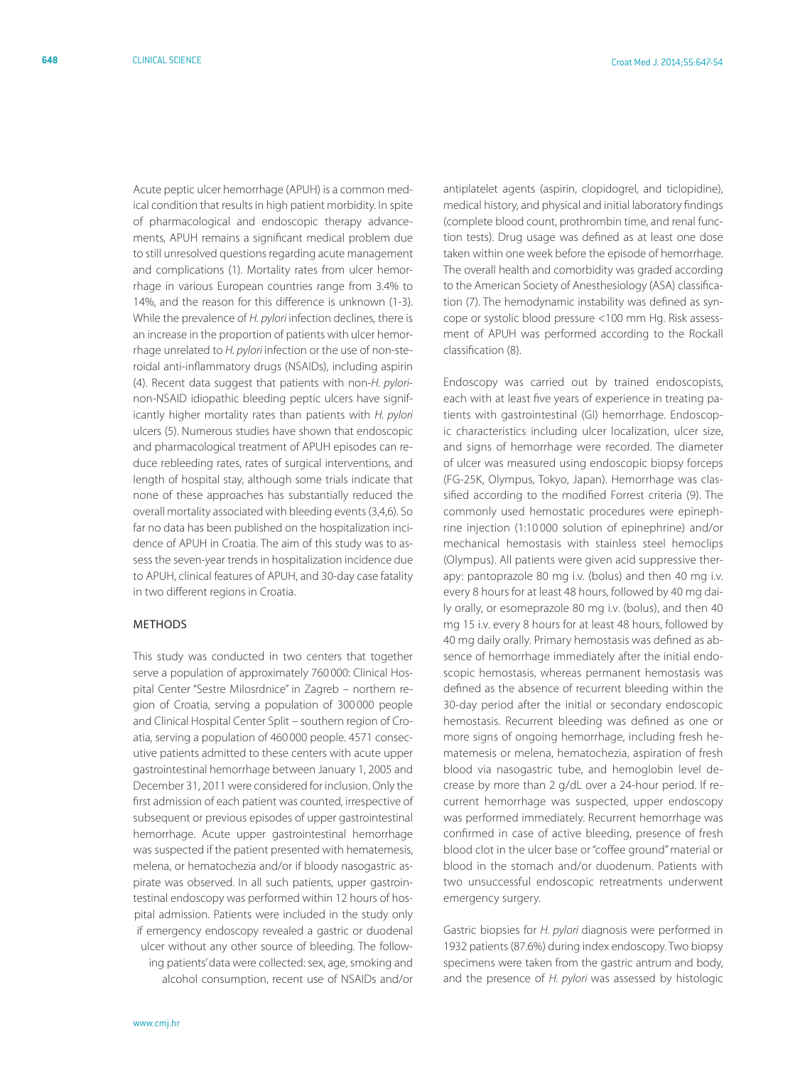Acute peptic ulcer hemorrhage (APUH) is a common medical condition that results in high patient morbidity. In spite of pharmacological and endoscopic therapy advancements, APUH remains a significant medical problem due to still unresolved questions regarding acute management and complications (1). Mortality rates from ulcer hemorrhage in various European countries range from 3.4% to 14%, and the reason for this difference is unknown (1-3). While the prevalence of *H. pylori* infection declines, there is an increase in the proportion of patients with ulcer hemorrhage unrelated to *H. pylori* infection or the use of non-steroidal anti-inflammatory drugs (NSAIDs), including aspirin (4). Recent data suggest that patients with non-*H. pylori*-non-NSAID idiopathic bleeding peptic ulcers have significantly higher mortality rates than patients with *H. pylori* ulcers (5). Numerous studies have shown that endoscopic and pharmacological treatment of APUH episodes can reduce rebleeding rates, rates of surgical interventions, and length of hospital stay, although some trials indicate that none of these approaches has substantially reduced the overall mortality associated with bleeding events (3,4,6). So far no data has been published on the hospitalization incidence of APUH in Croatia. The aim of this study was to assess the seven-year trends in hospitalization incidence due to APUH, clinical features of APUH, and 30-day case fatality in two different regions in Croatia.

## METHODS

This study was conducted in two centers that together serve a population of approximately 760 000: Clinical Hospital Center "Sestre Milosrdnice" in Zagreb – northern region of Croatia, serving a population of 300 000 people and Clinical Hospital Center Split – southern region of Croatia, serving a population of 460 000 people. 4571 consecutive patients admitted to these centers with acute upper gastrointestinal hemorrhage between January 1, 2005 and December 31, 2011 were considered for inclusion. Only the first admission of each patient was counted, irrespective of subsequent or previous episodes of upper gastrointestinal hemorrhage. Acute upper gastrointestinal hemorrhage was suspected if the patient presented with hematemesis, melena, or hematochezia and/or if bloody nasogastric aspirate was observed. In all such patients, upper gastrointestinal endoscopy was performed within 12 hours of hospital admission. Patients were included in the study only if emergency endoscopy revealed a gastric or duodenal ulcer without any other source of bleeding. The following patients' data were collected: sex, age, smoking and alcohol consumption, recent use of NSAIDs and/or antiplatelet agents (aspirin, clopidogrel, and ticlopidine), medical history, and physical and initial laboratory findings (complete blood count, prothrombin time, and renal function tests). Drug usage was defined as at least one dose taken within one week before the episode of hemorrhage. The overall health and comorbidity was graded according to the American Society of Anesthesiology (ASA) classification (7). The hemodynamic instability was defined as syncope or systolic blood pressure <100 mm Hg. Risk assessment of APUH was performed according to the Rockall classification (8).

Endoscopy was carried out by trained endoscopists, each with at least five years of experience in treating patients with gastrointestinal (GI) hemorrhage. Endoscopic characteristics including ulcer localization, ulcer size, and signs of hemorrhage were recorded. The diameter of ulcer was measured using endoscopic biopsy forceps (FG-25K, Olympus, Tokyo, Japan). Hemorrhage was classified according to the modified Forrest criteria (9). The commonly used hemostatic procedures were epinephrine injection (1:10 000 solution of epinephrine) and/or mechanical hemostasis with stainless steel hemoclips (Olympus). All patients were given acid suppressive therapy: pantoprazole 80 mg i.v. (bolus) and then 40 mg i.v. every 8 hours for at least 48 hours, followed by 40 mg daily orally, or esomeprazole 80 mg i.v. (bolus), and then 40 mg 15 i.v. every 8 hours for at least 48 hours, followed by 40 mg daily orally. Primary hemostasis was defined as absence of hemorrhage immediately after the initial endoscopic hemostasis, whereas permanent hemostasis was defined as the absence of recurrent bleeding within the 30-day period after the initial or secondary endoscopic hemostasis. Recurrent bleeding was defined as one or more signs of ongoing hemorrhage, including fresh hematemesis or melena, hematochezia, aspiration of fresh blood via nasogastric tube, and hemoglobin level decrease by more than 2 g/dL over a 24-hour period. If recurrent hemorrhage was suspected, upper endoscopy was performed immediately. Recurrent hemorrhage was confirmed in case of active bleeding, presence of fresh blood clot in the ulcer base or "coffee ground" material or blood in the stomach and/or duodenum. Patients with two unsuccessful endoscopic retreatments underwent emergency surgery.

Gastric biopsies for *H. pylori* diagnosis were performed in 1932 patients (87.6%) during index endoscopy. Two biopsy specimens were taken from the gastric antrum and body, and the presence of *H. pylori* was assessed by histologic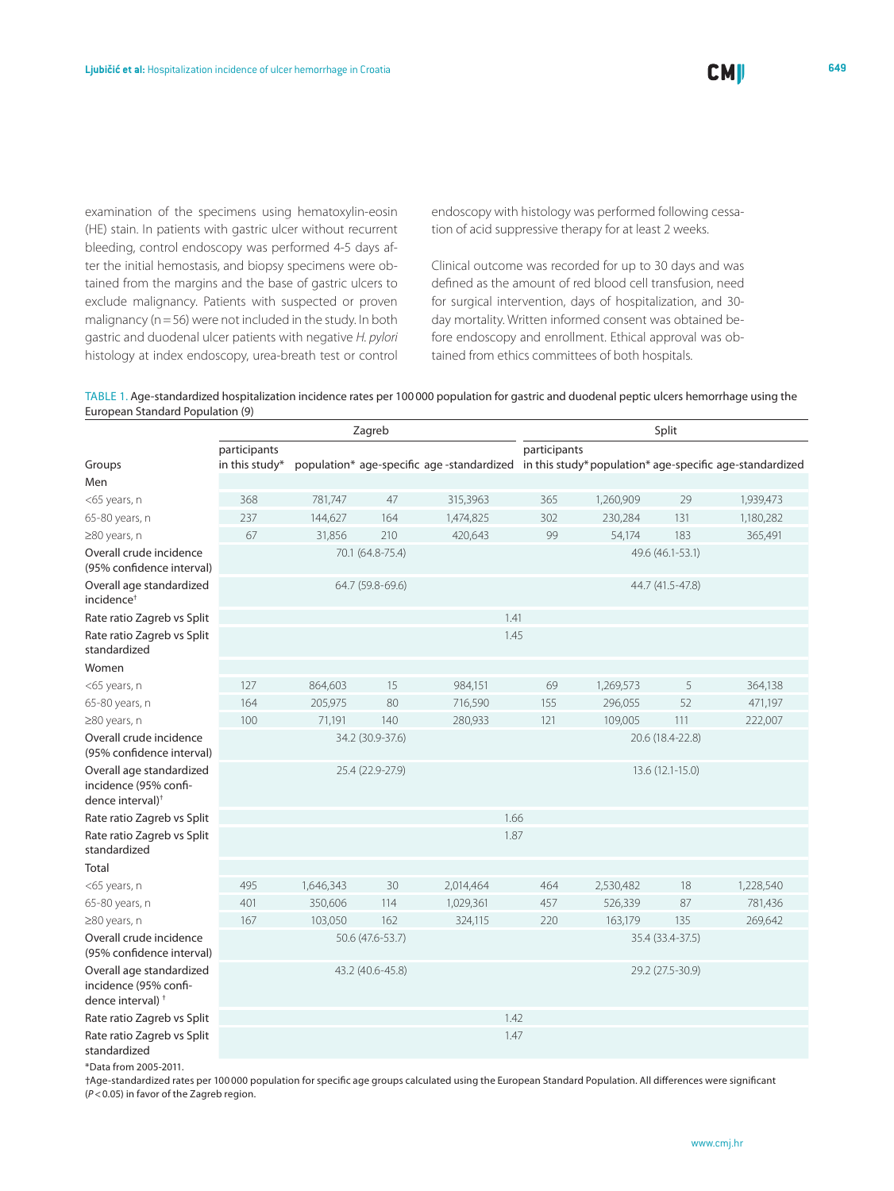examination of the specimens using hematoxylin-eosin (HE) stain. In patients with gastric ulcer without recurrent bleeding, control endoscopy was performed 4-5 days after the initial hemostasis, and biopsy specimens were obtained from the margins and the base of gastric ulcers to exclude malignancy. Patients with suspected or proven malignancy (n = 56) were not included in the study. In both gastric and duodenal ulcer patients with negative *H. pylori* histology at index endoscopy, urea-breath test or control endoscopy with histology was performed following cessation of acid suppressive therapy for at least 2 weeks.

Clinical outcome was recorded for up to 30 days and was defined as the amount of red blood cell transfusion, need for surgical intervention, days of hospitalization, and 30-day mortality. Written informed consent was obtained before endoscopy and enrollment. Ethical approval was obtained from ethics committees of both hospitals.

TABLE 1. Age-standardized hospitalization incidence rates per 100 000 population for gastric and duodenal peptic ulcers hemorrhage using the European Standard Population (9)

| | Zagreb | | | | Split | | | |
|---|---|---|---|---|---|---|---|---|
| Groups | participants in this study* | population* | age-specific | age-standardized | participants in this study* | population* | age-specific | age-standardized |
| Men | | | | | | | | |
| <65 years, n | 368 | 781,747 | 47 | 315,3963 | 365 | 1,260,909 | 29 | 1,939,473 |
| 65-80 years, n | 237 | 144,627 | 164 | 1,474,825 | 302 | 230,284 | 131 | 1,180,282 |
| ≥80 years, n | 67 | 31,856 | 210 | 420,643 | 99 | 54,174 | 183 | 365,491 |
| Overall crude incidence (95% confidence interval) | 70.1 (64.8-75.4) | | | | 49.6 (46.1-53.1) | | | |
| Overall age standardized incidence† | 64.7 (59.8-69.6) | | | | 44.7 (41.5-47.8) | | | |
| Rate ratio Zagreb vs Split | 1.41 | | | | | | | |
| Rate ratio Zagreb vs Split standardized | 1.45 | | | | | | | |
| Women | | | | | | | | |
| <65 years, n | 127 | 864,603 | 15 | 984,151 | 69 | 1,269,573 | 5 | 364,138 |
| 65-80 years, n | 164 | 205,975 | 80 | 716,590 | 155 | 296,055 | 52 | 471,197 |
| ≥80 years, n | 100 | 71,191 | 140 | 280,933 | 121 | 109,005 | 111 | 222,007 |
| Overall crude incidence (95% confidence interval) | 34.2 (30.9-37.6) | | | | 20.6 (18.4-22.8) | | | |
| Overall age standardized incidence (95% confidence interval)† | 25.4 (22.9-27.9) | | | | 13.6 (12.1-15.0) | | | |
| Rate ratio Zagreb vs Split | 1.66 | | | | | | | |
| Rate ratio Zagreb vs Split standardized | 1.87 | | | | | | | |
| Total | | | | | | | | |
| <65 years, n | 495 | 1,646,343 | 30 | 2,014,464 | 464 | 2,530,482 | 18 | 1,228,540 |
| 65-80 years, n | 401 | 350,606 | 114 | 1,029,361 | 457 | 526,339 | 87 | 781,436 |
| ≥80 years, n | 167 | 103,050 | 162 | 324,115 | 220 | 163,179 | 135 | 269,642 |
| Overall crude incidence (95% confidence interval) | 50.6 (47.6-53.7) | | | | 35.4 (33.4-37.5) | | | |
| Overall age standardized incidence (95% confidence interval)† | 43.2 (40.6-45.8) | | | | 29.2 (27.5-30.9) | | | |
| Rate ratio Zagreb vs Split | 1.42 | | | | | | | |
| Rate ratio Zagreb vs Split standardized | 1.47 | | | | | | | |

*Data from 2005-2011.

†Age-standardized rates per 100 000 population for specific age groups calculated using the European Standard Population. All differences were significant ($P < 0.05$) in favor of the Zagreb region.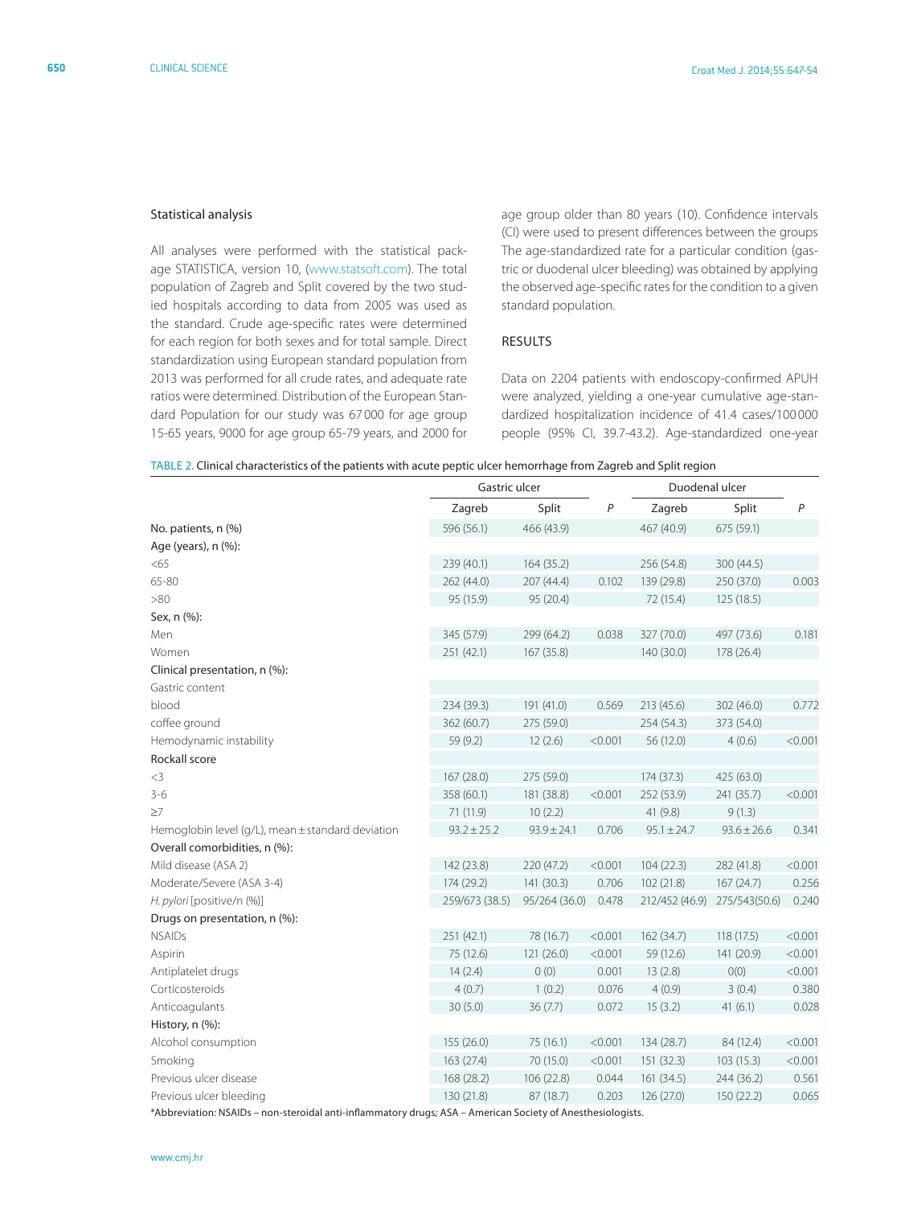### Statistical analysis

All analyses were performed with the statistical package STATISTICA, version 10, (www.statsoft.com). The total population of Zagreb and Split covered by the two studied hospitals according to data from 2005 was used as the standard. Crude age-specific rates were determined for each region for both sexes and for total sample. Direct standardization using European standard population from 2013 was performed for all crude rates, and adequate rate ratios were determined. Distribution of the European Standard Population for our study was 67 000 for age group 15-65 years, 9000 for age group 65-79 years, and 2000 for age group older than 80 years (10). Confidence intervals (CI) were used to present differences between the groups The age-standardized rate for a particular condition (gastric or duodenal ulcer bleeding) was obtained by applying the observed age-specific rates for the condition to a given standard population.

## RESULTS

Data on 2204 patients with endoscopy-confirmed APUH were analyzed, yielding a one-year cumulative age-standardized hospitalization incidence of 41.4 cases/100 000 people (95% CI, 39.7-43.2). Age-standardized one-year

TABLE 2. Clinical characteristics of the patients with acute peptic ulcer hemorrhage from Zagreb and Split region

| | Gastric ulcer | | | Duodenal ulcer | | |
|---|---|---|---|---|---|---|
| | Zagreb | Split | *P* | Zagreb | Split | *P* |
| No. patients, n (%) | 596 (56.1) | 466 (43.9) | | 467 (40.9) | 675 (59.1) | |
| Age (years), n (%): | | | | | | |
| <65 | 239 (40.1) | 164 (35.2) | | 256 (54.8) | 300 (44.5) | |
| 65-80 | 262 (44.0) | 207 (44.4) | 0.102 | 139 (29.8) | 250 (37.0) | 0.003 |
| >80 | 95 (15.9) | 95 (20.4) | | 72 (15.4) | 125 (18.5) | |
| Sex, n (%): | | | | | | |
| Men | 345 (57.9) | 299 (64.2) | 0.038 | 327 (70.0) | 497 (73.6) | 0.181 |
| Women | 251 (42.1) | 167 (35.8) | | 140 (30.0) | 178 (26.4) | |
| Clinical presentation, n (%): | | | | | | |
| Gastric content | | | | | | |
| blood | 234 (39.3) | 191 (41.0) | 0.569 | 213 (45.6) | 302 (46.0) | 0.772 |
| coffee ground | 362 (60.7) | 275 (59.0) | | 254 (54.3) | 373 (54.0) | |
| Hemodynamic instability | 59 (9.2) | 12 (2.6) | <0.001 | 56 (12.0) | 4 (0.6) | <0.001 |
| Rockall score | | | | | | |
| <3 | 167 (28.0) | 275 (59.0) | | 174 (37.3) | 425 (63.0) | |
| 3-6 | 358 (60.1) | 181 (38.8) | <0.001 | 252 (53.9) | 241 (35.7) | <0.001 |
| ≥7 | 71 (11.9) | 10 (2.2) | | 41 (9.8) | 9 (1.3) | |
| Hemoglobin level (g/L), mean ± standard deviation | 93.2 ± 25.2 | 93.9 ± 24.1 | 0.706 | 95.1 ± 24.7 | 93.6 ± 26.6 | 0.341 |
| Overall comorbidities, n (%): | | | | | | |
| Mild disease (ASA 2) | 142 (23.8) | 220 (47.2) | <0.001 | 104 (22.3) | 282 (41.8) | <0.001 |
| Moderate/Severe (ASA 3-4) | 174 (29.2) | 141 (30.3) | 0.706 | 102 (21.8) | 167 (24.7) | 0.256 |
| *H. pylori* [positive/n (%)] | 259/673 (38.5) | 95/264 (36.0) | 0.478 | 212/452 (46.9) | 275/543(50.6) | 0.240 |
| Drugs on presentation, n (%): | | | | | | |
| NSAIDs | 251 (42.1) | 78 (16.7) | <0.001 | 162 (34.7) | 118 (17.5) | <0.001 |
| Aspirin | 75 (12.6) | 121 (26.0) | <0.001 | 59 (12.6) | 141 (20.9) | <0.001 |
| Antiplatelet drugs | 14 (2.4) | 0 (0) | 0.001 | 13 (2.8) | 0(0) | <0.001 |
| Corticosteroids | 4 (0.7) | 1 (0.2) | 0.076 | 4 (0.9) | 3 (0.4) | 0.380 |
| Anticoagulants | 30 (5.0) | 36 (7.7) | 0.072 | 15 (3.2) | 41 (6.1) | 0.028 |
| History, n (%): | | | | | | |
| Alcohol consumption | 155 (26.0) | 75 (16.1) | <0.001 | 134 (28.7) | 84 (12.4) | <0.001 |
| Smoking | 163 (27.4) | 70 (15.0) | <0.001 | 151 (32.3) | 103 (15.3) | <0.001 |
| Previous ulcer disease | 168 (28.2) | 106 (22.8) | 0.044 | 161 (34.5) | 244 (36.2) | 0.561 |
| Previous ulcer bleeding | 130 (21.8) | 87 (18.7) | 0.203 | 126 (27.0) | 150 (22.2) | 0.065 |

*Abbreviation: NSAIDs – non-steroidal anti-inflammatory drugs; ASA – American Society of Anesthesiologists.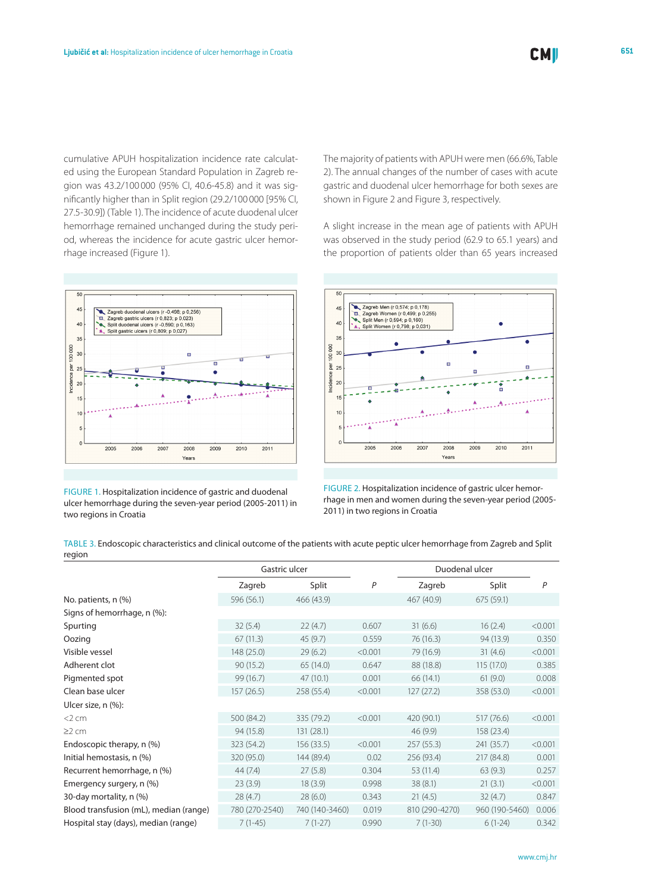cumulative APUH hospitalization incidence rate calculated using the European Standard Population in Zagreb region was 43.2/100 000 (95% CI, 40.6-45.8) and it was significantly higher than in Split region (29.2/100 000 [95% CI, 27.5-30.9]) (Table 1). The incidence of acute duodenal ulcer hemorrhage remained unchanged during the study period, whereas the incidence for acute gastric ulcer hemorrhage increased (Figure 1).

The majority of patients with APUH were men (66.6%, Table 2). The annual changes of the number of cases with acute gastric and duodenal ulcer hemorrhage for both sexes are shown in Figure 2 and Figure 3, respectively.

A slight increase in the mean age of patients with APUH was observed in the study period (62.9 to 65.1 years) and the proportion of patients older than 65 years increased

FIGURE 1. Hospitalization incidence of gastric and duodenal ulcer hemorrhage during the seven-year period (2005-2011) in two regions in Croatia

FIGURE 2. Hospitalization incidence of gastric ulcer hemorrhage in men and women during the seven-year period (2005-2011) in two regions in Croatia

TABLE 3. Endoscopic characteristics and clinical outcome of the patients with acute peptic ulcer hemorrhage from Zagreb and Split region

| | Gastric ulcer | | | Duodenal ulcer | | |
|---|---|---|---|---|---|---|
| | Zagreb | Split | *P* | Zagreb | Split | *P* |
| No. patients, n (%) | 596 (56.1) | 466 (43.9) | | 467 (40.9) | 675 (59.1) | |
| Signs of hemorrhage, n (%): | | | | | | |
| Spurting | 32 (5.4) | 22 (4.7) | 0.607 | 31 (6.6) | 16 (2.4) | <0.001 |
| Oozing | 67 (11.3) | 45 (9.7) | 0.559 | 76 (16.3) | 94 (13.9) | 0.350 |
| Visible vessel | 148 (25.0) | 29 (6.2) | <0.001 | 79 (16.9) | 31 (4.6) | <0.001 |
| Adherent clot | 90 (15.2) | 65 (14.0) | 0.647 | 88 (18.8) | 115 (17.0) | 0.385 |
| Pigmented spot | 99 (16.7) | 47 (10.1) | 0.001 | 66 (14.1) | 61 (9.0) | 0.008 |
| Clean base ulcer | 157 (26.5) | 258 (55.4) | <0.001 | 127 (27.2) | 358 (53.0) | <0.001 |
| Ulcer size, n (%): | | | | | | |
| <2 cm | 500 (84.2) | 335 (79.2) | <0.001 | 420 (90.1) | 517 (76.6) | <0.001 |
| ≥2 cm | 94 (15.8) | 131 (28.1) | | 46 (9.9) | 158 (23.4) | |
| Endoscopic therapy, n (%) | 323 (54.2) | 156 (33.5) | <0.001 | 257 (55.3) | 241 (35.7) | <0.001 |
| Initial hemostasis, n (%) | 320 (95.0) | 144 (89.4) | 0.02 | 256 (93.4) | 217 (84.8) | 0.001 |
| Recurrent hemorrhage, n (%) | 44 (7.4) | 27 (5.8) | 0.304 | 53 (11.4) | 63 (9.3) | 0.257 |
| Emergency surgery, n (%) | 23 (3.9) | 18 (3.9) | 0.998 | 38 (8.1) | 21 (3.1) | <0.001 |
| 30-day mortality, n (%) | 28 (4.7) | 28 (6.0) | 0.343 | 21 (4.5) | 32 (4.7) | 0.847 |
| Blood transfusion (mL), median (range) | 780 (270-2540) | 740 (140-3460) | 0.019 | 810 (290-4270) | 960 (190-5460) | 0.006 |
| Hospital stay (days), median (range) | 7 (1-45) | 7 (1-27) | 0.990 | 7 (1-30) | 6 (1-24) | 0.342 |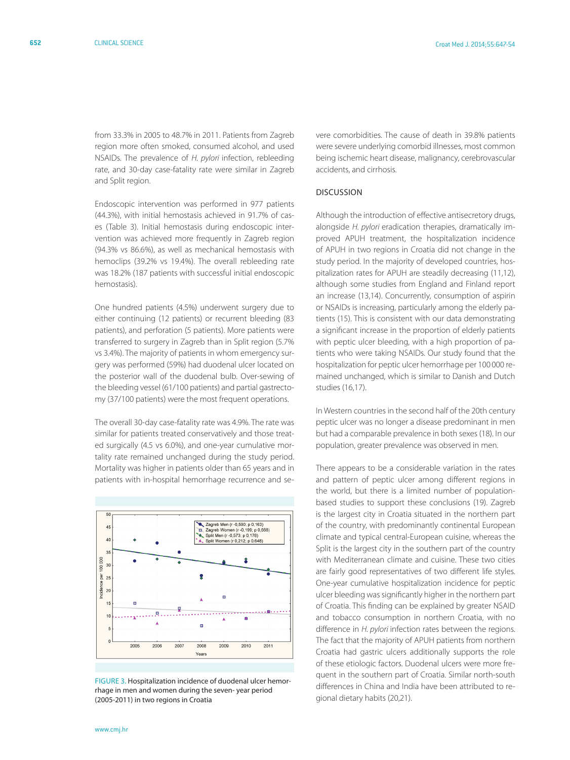from 33.3% in 2005 to 48.7% in 2011. Patients from Zagreb region more often smoked, consumed alcohol, and used NSAIDs. The prevalence of *H. pylori* infection, rebleeding rate, and 30-day case-fatality rate were similar in Zagreb and Split region.

Endoscopic intervention was performed in 977 patients (44.3%), with initial hemostasis achieved in 91.7% of cases (Table 3). Initial hemostasis during endoscopic intervention was achieved more frequently in Zagreb region (94.3% vs 86.6%), as well as mechanical hemostasis with hemoclips (39.2% vs 19.4%). The overall rebleeding rate was 18.2% (187 patients with successful initial endoscopic hemostasis).

One hundred patients (4.5%) underwent surgery due to either continuing (12 patients) or recurrent bleeding (83 patients), and perforation (5 patients). More patients were transferred to surgery in Zagreb than in Split region (5.7% vs 3.4%). The majority of patients in whom emergency surgery was performed (59%) had duodenal ulcer located on the posterior wall of the duodenal bulb. Over-sewing of the bleeding vessel (61/100 patients) and partial gastrectomy (37/100 patients) were the most frequent operations.

The overall 30-day case-fatality rate was 4.9%. The rate was similar for patients treated conservatively and those treated surgically (4.5 vs 6.0%), and one-year cumulative mortality rate remained unchanged during the study period. Mortality was higher in patients older than 65 years and in patients with in-hospital hemorrhage recurrence and severe comorbidities. The cause of death in 39.8% patients were severe underlying comorbid illnesses, most common being ischemic heart disease, malignancy, cerebrovascular accidents, and cirrhosis.

FIGURE 3. Hospitalization incidence of duodenal ulcer hemorrhage in men and women during the seven- year period (2005-2011) in two regions in Croatia

## DISCUSSION

Although the introduction of effective antisecretory drugs, alongside *H. pylori* eradication therapies, dramatically improved APUH treatment, the hospitalization incidence of APUH in two regions in Croatia did not change in the study period. In the majority of developed countries, hospitalization rates for APUH are steadily decreasing (11,12), although some studies from England and Finland report an increase (13,14). Concurrently, consumption of aspirin or NSAIDs is increasing, particularly among the elderly patients (15). This is consistent with our data demonstrating a significant increase in the proportion of elderly patients with peptic ulcer bleeding, with a high proportion of patients who were taking NSAIDs. Our study found that the hospitalization for peptic ulcer hemorrhage per 100 000 remained unchanged, which is similar to Danish and Dutch studies (16,17).

In Western countries in the second half of the 20th century peptic ulcer was no longer a disease predominant in men but had a comparable prevalence in both sexes (18). In our population, greater prevalence was observed in men.

There appears to be a considerable variation in the rates and pattern of peptic ulcer among different regions in the world, but there is a limited number of population-based studies to support these conclusions (19). Zagreb is the largest city in Croatia situated in the northern part of the country, with predominantly continental European climate and typical central-European cuisine, whereas the Split is the largest city in the southern part of the country with Mediterranean climate and cuisine. These two cities are fairly good representatives of two different life styles. One-year cumulative hospitalization incidence for peptic ulcer bleeding was significantly higher in the northern part of Croatia. This finding can be explained by greater NSAID and tobacco consumption in northern Croatia, with no difference in *H. pylori* infection rates between the regions. The fact that the majority of APUH patients from northern Croatia had gastric ulcers additionally supports the role of these etiologic factors. Duodenal ulcers were more frequent in the southern part of Croatia. Similar north-south differences in China and India have been attributed to regional dietary habits (20,21).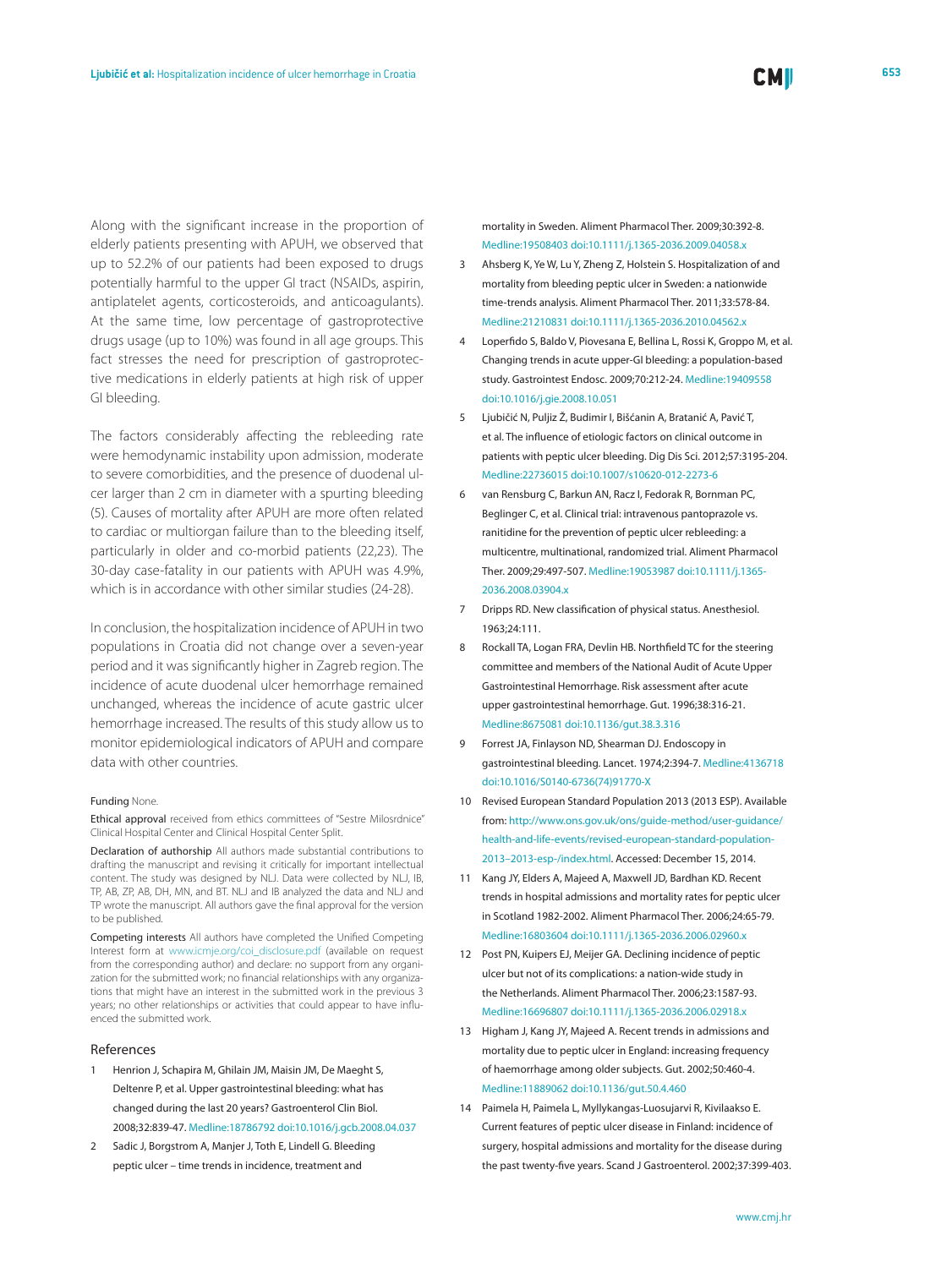Along with the significant increase in the proportion of elderly patients presenting with APUH, we observed that up to 52.2% of our patients had been exposed to drugs potentially harmful to the upper GI tract (NSAIDs, aspirin, antiplatelet agents, corticosteroids, and anticoagulants). At the same time, low percentage of gastroprotective drugs usage (up to 10%) was found in all age groups. This fact stresses the need for prescription of gastroprotective medications in elderly patients at high risk of upper GI bleeding.

The factors considerably affecting the rebleeding rate were hemodynamic instability upon admission, moderate to severe comorbidities, and the presence of duodenal ulcer larger than 2 cm in diameter with a spurting bleeding (5). Causes of mortality after APUH are more often related to cardiac or multiorgan failure than to the bleeding itself, particularly in older and co-morbid patients (22,23). The 30-day case-fatality in our patients with APUH was 4.9%, which is in accordance with other similar studies (24-28).

In conclusion, the hospitalization incidence of APUH in two populations in Croatia did not change over a seven-year period and it was significantly higher in Zagreb region. The incidence of acute duodenal ulcer hemorrhage remained unchanged, whereas the incidence of acute gastric ulcer hemorrhage increased. The results of this study allow us to monitor epidemiological indicators of APUH and compare data with other countries.

**Funding** None.

**Ethical approval** received from ethics committees of "Sestre Milosrdnice" Clinical Hospital Center and Clinical Hospital Center Split.

**Declaration of authorship** All authors made substantial contributions to drafting the manuscript and revising it critically for important intellectual content. The study was designed by NLJ. Data were collected by NLJ, IB, TP, AB, ZP, AB, DH, MN, and BT. NLJ and IB analyzed the data and NLJ and TP wrote the manuscript. All authors gave the final approval for the version to be published.

**Competing interests** All authors have completed the Unified Competing Interest form at www.icmje.org/coi_disclosure.pdf (available on request from the corresponding author) and declare: no support from any organization for the submitted work; no financial relationships with any organizations that might have an interest in the submitted work in the previous 3 years; no other relationships or activities that could appear to have influenced the submitted work.

## References

1. Henrion J, Schapira M, Ghilain JM, Maisin JM, De Maeght S, Deltenre P, et al. Upper gastrointestinal bleeding: what has changed during the last 20 years? Gastroenterol Clin Biol. 2008;32:839-47. Medline:18786792 doi:10.1016/j.gcb.2008.04.037
2. Sadic J, Borgstrom A, Manjer J, Toth E, Lindell G. Bleeding peptic ulcer – time trends in incidence, treatment and mortality in Sweden. Aliment Pharmacol Ther. 2009;30:392-8. Medline:19508403 doi:10.1111/j.1365-2036.2009.04058.x
3. Ahsberg K, Ye W, Lu Y, Zheng Z, Holstein S. Hospitalization of and mortality from bleeding peptic ulcer in Sweden: a nationwide time-trends analysis. Aliment Pharmacol Ther. 2011;33:578-84. Medline:21210831 doi:10.1111/j.1365-2036.2010.04562.x
4. Loperfido S, Baldo V, Piovesana E, Bellina L, Rossi K, Groppo M, et al. Changing trends in acute upper-GI bleeding: a population-based study. Gastrointest Endosc. 2009;70:212-24. Medline:19409558 doi:10.1016/j.gie.2008.10.051
5. Ljubičić N, Puljiz Ž, Budimir I, Bišćanin A, Bratanić A, Pavić T, et al. The influence of etiologic factors on clinical outcome in patients with peptic ulcer bleeding. Dig Dis Sci. 2012;57:3195-204. Medline:22736015 doi:10.1007/s10620-012-2273-6
6. van Rensburg C, Barkun AN, Racz I, Fedorak R, Bornman PC, Beglinger C, et al. Clinical trial: intravenous pantoprazole vs. ranitidine for the prevention of peptic ulcer rebleeding: a multicentre, multinational, randomized trial. Aliment Pharmacol Ther. 2009;29:497-507. Medline:19053987 doi:10.1111/j.1365-2036.2008.03904.x
7. Dripps RD. New classification of physical status. Anesthesiol. 1963;24:111.
8. Rockall TA, Logan FRA, Devlin HB. Northfield TC for the steering committee and members of the National Audit of Acute Upper Gastrointestinal Hemorrhage. Risk assessment after acute upper gastrointestinal hemorrhage. Gut. 1996;38:316-21. Medline:8675081 doi:10.1136/gut.38.3.316
9. Forrest JA, Finlayson ND, Shearman DJ. Endoscopy in gastrointestinal bleeding. Lancet. 1974;2:394-7. Medline:4136718 doi:10.1016/S0140-6736(74)91770-X
10. Revised European Standard Population 2013 (2013 ESP). Available from: http://www.ons.gov.uk/ons/guide-method/user-guidance/health-and-life-events/revised-european-standard-population-2013–2013-esp-/index.html. Accessed: December 15, 2014.
11. Kang JY, Elders A, Majeed A, Maxwell JD, Bardhan KD. Recent trends in hospital admissions and mortality rates for peptic ulcer in Scotland 1982-2002. Aliment Pharmacol Ther. 2006;24:65-79. Medline:16803604 doi:10.1111/j.1365-2036.2006.02960.x
12. Post PN, Kuipers EJ, Meijer GA. Declining incidence of peptic ulcer but not of its complications: a nation-wide study in the Netherlands. Aliment Pharmacol Ther. 2006;23:1587-93. Medline:16696807 doi:10.1111/j.1365-2036.2006.02918.x
13. Higham J, Kang JY, Majeed A. Recent trends in admissions and mortality due to peptic ulcer in England: increasing frequency of haemorrhage among older subjects. Gut. 2002;50:460-4. Medline:11889062 doi:10.1136/gut.50.4.460
14. Paimela H, Paimela L, Myllykangas-Luosujarvi R, Kivilaakso E. Current features of peptic ulcer disease in Finland: incidence of surgery, hospital admissions and mortality for the disease during the past twenty-five years. Scand J Gastroenterol. 2002;37:399-403.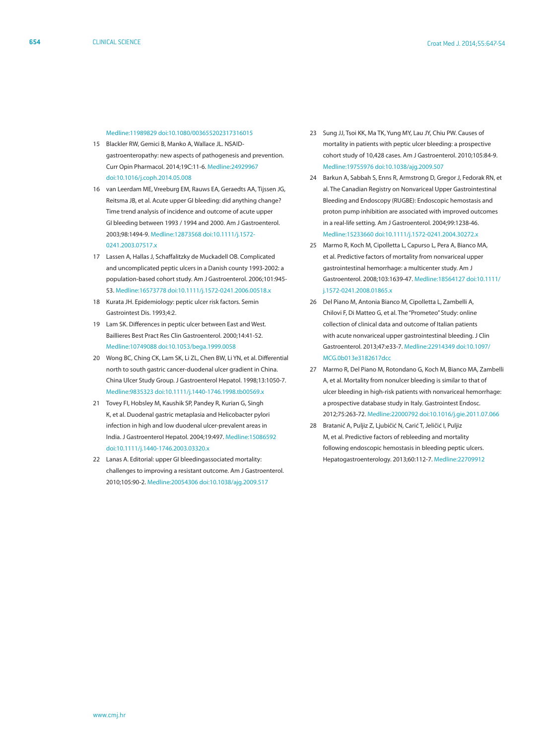Medline:11989829 doi:10.1080/003655202317316015

15 Blackler RW, Gemici B, Manko A, Wallace JL. NSAID-gastroenteropathy: new aspects of pathogenesis and prevention. Curr Opin Pharmacol. 2014;19C:11-6. Medline:24929967 doi:10.1016/j.coph.2014.05.008

16 van Leerdam ME, Vreeburg EM, Rauws EA, Geraedts AA, Tijssen JG, Reitsma JB, et al. Acute upper GI bleeding: did anything change? Time trend analysis of incidence and outcome of acute upper GI bleeding between 1993 / 1994 and 2000. Am J Gastroenterol. 2003;98:1494-9. Medline:12873568 doi:10.1111/j.1572-0241.2003.07517.x

17 Lassen A, Hallas J, Schaffalitzky de Muckadell OB. Complicated and uncomplicated peptic ulcers in a Danish county 1993-2002: a population-based cohort study. Am J Gastroenterol. 2006;101:945-53. Medline:16573778 doi:10.1111/j.1572-0241.2006.00518.x

18 Kurata JH. Epidemiology: peptic ulcer risk factors. Semin Gastrointest Dis. 1993;4:2.

19 Lam SK. Differences in peptic ulcer between East and West. Baillieres Best Pract Res Clin Gastroenterol. 2000;14:41-52. Medline:10749088 doi:10.1053/bega.1999.0058

20 Wong BC, Ching CK, Lam SK, Li ZL, Chen BW, Li YN, et al. Differential north to south gastric cancer-duodenal ulcer gradient in China. China Ulcer Study Group. J Gastroenterol Hepatol. 1998;13:1050-7. Medline:9835323 doi:10.1111/j.1440-1746.1998.tb00569.x

21 Tovey FI, Hobsley M, Kaushik SP, Pandey R, Kurian G, Singh K, et al. Duodenal gastric metaplasia and Helicobacter pylori infection in high and low duodenal ulcer-prevalent areas in India. J Gastroenterol Hepatol. 2004;19:497. Medline:15086592 doi:10.1111/j.1440-1746.2003.03320.x

22 Lanas A. Editorial: upper GI bleedingassociated mortality: challenges to improving a resistant outcome. Am J Gastroenterol. 2010;105:90-2. Medline:20054306 doi:10.1038/ajg.2009.517

23 Sung JJ, Tsoi KK, Ma TK, Yung MY, Lau JY, Chiu PW. Causes of mortality in patients with peptic ulcer bleeding: a prospective cohort study of 10,428 cases. Am J Gastroenterol. 2010;105:84-9. Medline:19755976 doi:10.1038/ajg.2009.507

24 Barkun A, Sabbah S, Enns R, Armstrong D, Gregor J, Fedorak RN, et al. The Canadian Registry on Nonvariceal Upper Gastrointestinal Bleeding and Endoscopy (RUGBE): Endoscopic hemostasis and proton pump inhibition are associated with improved outcomes in a real-life setting. Am J Gastroenterol. 2004;99:1238-46. Medline:15233660 doi:10.1111/j.1572-0241.2004.30272.x

25 Marmo R, Koch M, Cipolletta L, Capurso L, Pera A, Bianco MA, et al. Predictive factors of mortality from nonvariceal upper gastrointestinal hemorrhage: a multicenter study. Am J Gastroenterol. 2008;103:1639-47. Medline:18564127 doi:10.1111/j.1572-0241.2008.01865.x

26 Del Piano M, Antonia Bianco M, Cipolletta L, Zambelli A, Chilovi F, Di Matteo G, et al. The "Prometeo" Study: online collection of clinical data and outcome of Italian patients with acute nonvariceal upper gastrointestinal bleeding. J Clin Gastroenterol. 2013;47:e33-7. Medline:22914349 doi:10.1097/MCG.0b013e3182617dcc

27 Marmo R, Del Piano M, Rotondano G, Koch M, Bianco MA, Zambelli A, et al. Mortality from nonulcer bleeding is similar to that of ulcer bleeding in high-risk patients with nonvariceal hemorrhage: a prospective database study in Italy. Gastrointest Endosc. 2012;75:263-72. Medline:22000792 doi:10.1016/j.gie.2011.07.066

28 Bratanić A, Puljiz Z, Ljubičić N, Carić T, Jeličić I, Puljiz M, et al. Predictive factors of rebleeding and mortality following endoscopic hemostasis in bleeding peptic ulcers. Hepatogastroenterology. 2013;60:112-7. Medline:22709912